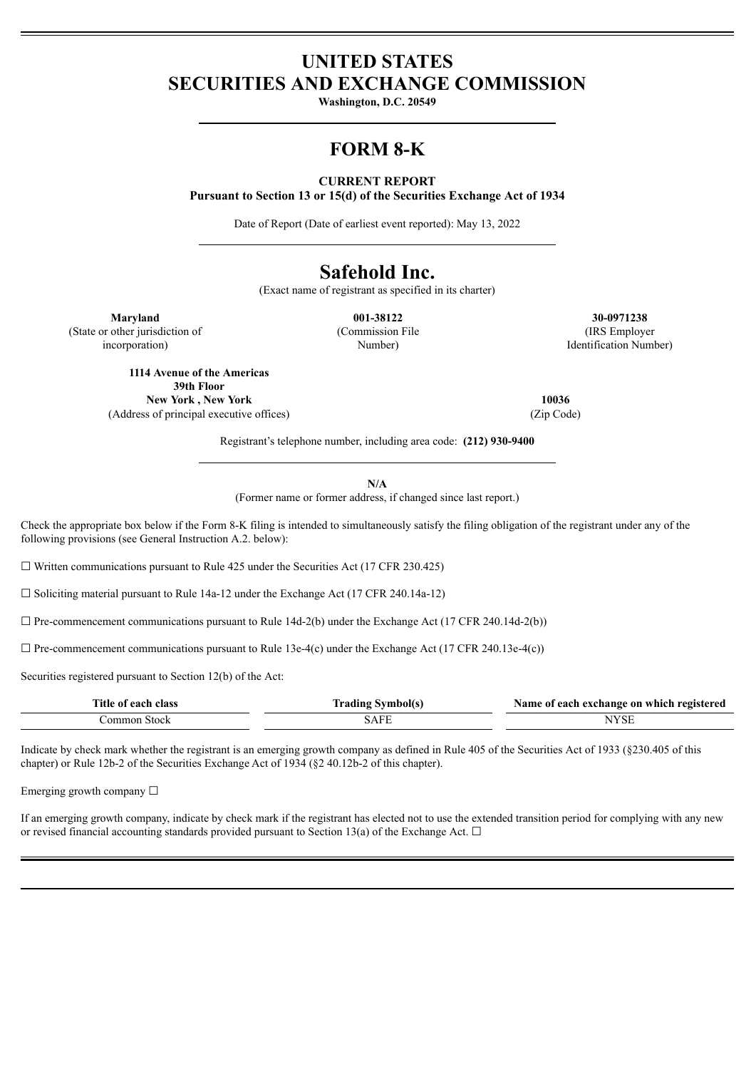# UNITED STATES
# SECURITIES AND EXCHANGE COMMISSION

**Washington, D.C. 20549**

# FORM 8-K

**CURRENT REPORT**
**Pursuant to Section 13 or 15(d) of the Securities Exchange Act of 1934**

Date of Report (Date of earliest event reported): May 13, 2022

# Safehold Inc.

(Exact name of registrant as specified in its charter)

| **Maryland** | **001-38122** | **30-0971238** |
|---|---|---|
| (State or other jurisdiction of incorporation) | (Commission File Number) | (IRS Employer Identification Number) |

| **1114 Avenue of the Americas** **39th Floor** **New York , New York** | **10036** |
|---|---|
| (Address of principal executive offices) | (Zip Code) |

Registrant's telephone number, including area code: **(212) 930-9400**

**N/A**
(Former name or former address, if changed since last report.)

Check the appropriate box below if the Form 8-K filing is intended to simultaneously satisfy the filing obligation of the registrant under any of the following provisions (see General Instruction A.2. below):

☐ Written communications pursuant to Rule 425 under the Securities Act (17 CFR 230.425)

☐ Soliciting material pursuant to Rule 14a-12 under the Exchange Act (17 CFR 240.14a-12)

☐ Pre-commencement communications pursuant to Rule 14d-2(b) under the Exchange Act (17 CFR 240.14d-2(b))

☐ Pre-commencement communications pursuant to Rule 13e-4(c) under the Exchange Act (17 CFR 240.13e-4(c))

Securities registered pursuant to Section 12(b) of the Act:

| Title of each class | Trading Symbol(s) | Name of each exchange on which registered |
|---|---|---|
| Common Stock | SAFE | NYSE |

Indicate by check mark whether the registrant is an emerging growth company as defined in Rule 405 of the Securities Act of 1933 (§230.405 of this chapter) or Rule 12b-2 of the Securities Exchange Act of 1934 (§2 40.12b-2 of this chapter).

Emerging growth company ☐

If an emerging growth company, indicate by check mark if the registrant has elected not to use the extended transition period for complying with any new or revised financial accounting standards provided pursuant to Section 13(a) of the Exchange Act. ☐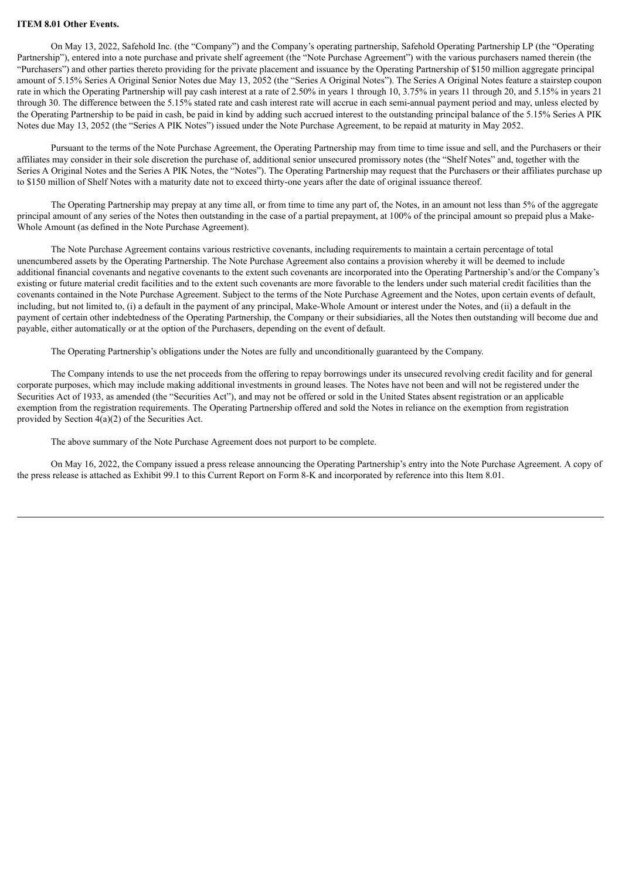**ITEM 8.01 Other Events.**

On May 13, 2022, Safehold Inc. (the "Company") and the Company's operating partnership, Safehold Operating Partnership LP (the "Operating Partnership"), entered into a note purchase and private shelf agreement (the "Note Purchase Agreement") with the various purchasers named therein (the "Purchasers") and other parties thereto providing for the private placement and issuance by the Operating Partnership of $150 million aggregate principal amount of 5.15% Series A Original Senior Notes due May 13, 2052 (the "Series A Original Notes"). The Series A Original Notes feature a stairstep coupon rate in which the Operating Partnership will pay cash interest at a rate of 2.50% in years 1 through 10, 3.75% in years 11 through 20, and 5.15% in years 21 through 30. The difference between the 5.15% stated rate and cash interest rate will accrue in each semi-annual payment period and may, unless elected by the Operating Partnership to be paid in cash, be paid in kind by adding such accrued interest to the outstanding principal balance of the 5.15% Series A PIK Notes due May 13, 2052 (the "Series A PIK Notes") issued under the Note Purchase Agreement, to be repaid at maturity in May 2052.

Pursuant to the terms of the Note Purchase Agreement, the Operating Partnership may from time to time issue and sell, and the Purchasers or their affiliates may consider in their sole discretion the purchase of, additional senior unsecured promissory notes (the "Shelf Notes" and, together with the Series A Original Notes and the Series A PIK Notes, the "Notes"). The Operating Partnership may request that the Purchasers or their affiliates purchase up to $150 million of Shelf Notes with a maturity date not to exceed thirty-one years after the date of original issuance thereof.

The Operating Partnership may prepay at any time all, or from time to time any part of, the Notes, in an amount not less than 5% of the aggregate principal amount of any series of the Notes then outstanding in the case of a partial prepayment, at 100% of the principal amount so prepaid plus a Make-Whole Amount (as defined in the Note Purchase Agreement).

The Note Purchase Agreement contains various restrictive covenants, including requirements to maintain a certain percentage of total unencumbered assets by the Operating Partnership. The Note Purchase Agreement also contains a provision whereby it will be deemed to include additional financial covenants and negative covenants to the extent such covenants are incorporated into the Operating Partnership's and/or the Company's existing or future material credit facilities and to the extent such covenants are more favorable to the lenders under such material credit facilities than the covenants contained in the Note Purchase Agreement. Subject to the terms of the Note Purchase Agreement and the Notes, upon certain events of default, including, but not limited to, (i) a default in the payment of any principal, Make-Whole Amount or interest under the Notes, and (ii) a default in the payment of certain other indebtedness of the Operating Partnership, the Company or their subsidiaries, all the Notes then outstanding will become due and payable, either automatically or at the option of the Purchasers, depending on the event of default.

The Operating Partnership's obligations under the Notes are fully and unconditionally guaranteed by the Company.

The Company intends to use the net proceeds from the offering to repay borrowings under its unsecured revolving credit facility and for general corporate purposes, which may include making additional investments in ground leases. The Notes have not been and will not be registered under the Securities Act of 1933, as amended (the "Securities Act"), and may not be offered or sold in the United States absent registration or an applicable exemption from the registration requirements. The Operating Partnership offered and sold the Notes in reliance on the exemption from registration provided by Section 4(a)(2) of the Securities Act.

The above summary of the Note Purchase Agreement does not purport to be complete.

On May 16, 2022, the Company issued a press release announcing the Operating Partnership's entry into the Note Purchase Agreement. A copy of the press release is attached as Exhibit 99.1 to this Current Report on Form 8-K and incorporated by reference into this Item 8.01.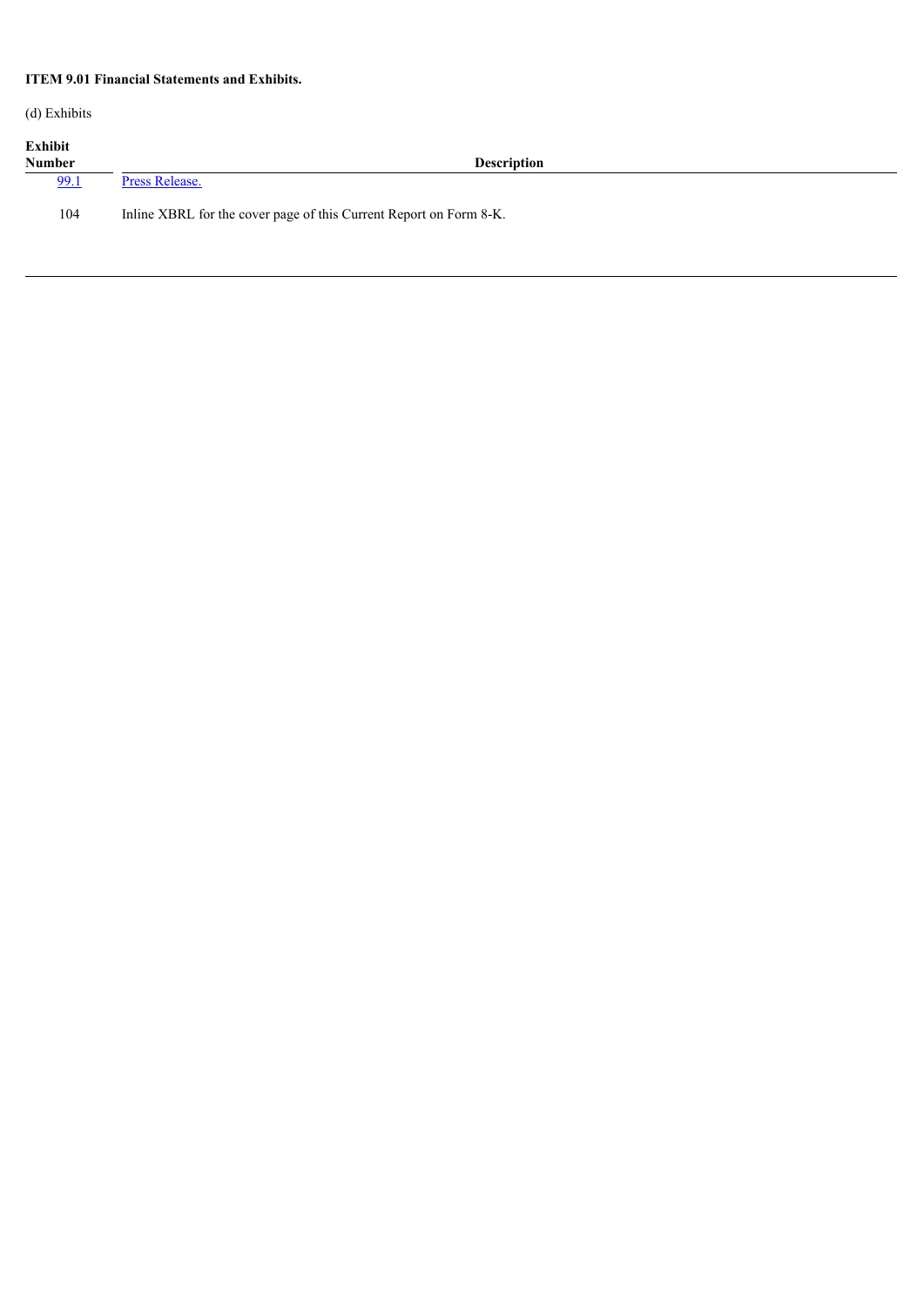**ITEM 9.01 Financial Statements and Exhibits.**

(d) Exhibits

| Exhibit Number | Description |
| --- | --- |
| 99.1 | Press Release. |
| 104 | Inline XBRL for the cover page of this Current Report on Form 8-K. |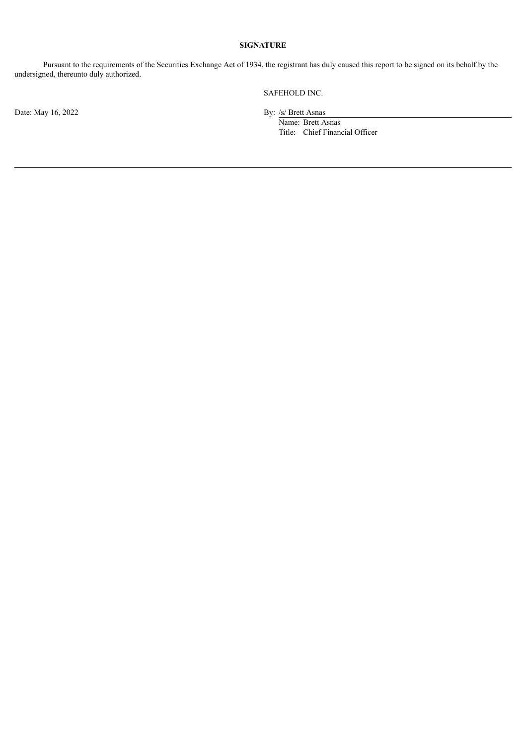**SIGNATURE**

Pursuant to the requirements of the Securities Exchange Act of 1934, the registrant has duly caused this report to be signed on its behalf by the undersigned, thereunto duly authorized.

SAFEHOLD INC.

Date: May 16, 2022

By: /s/ Brett Asnas
Name: Brett Asnas
Title: Chief Financial Officer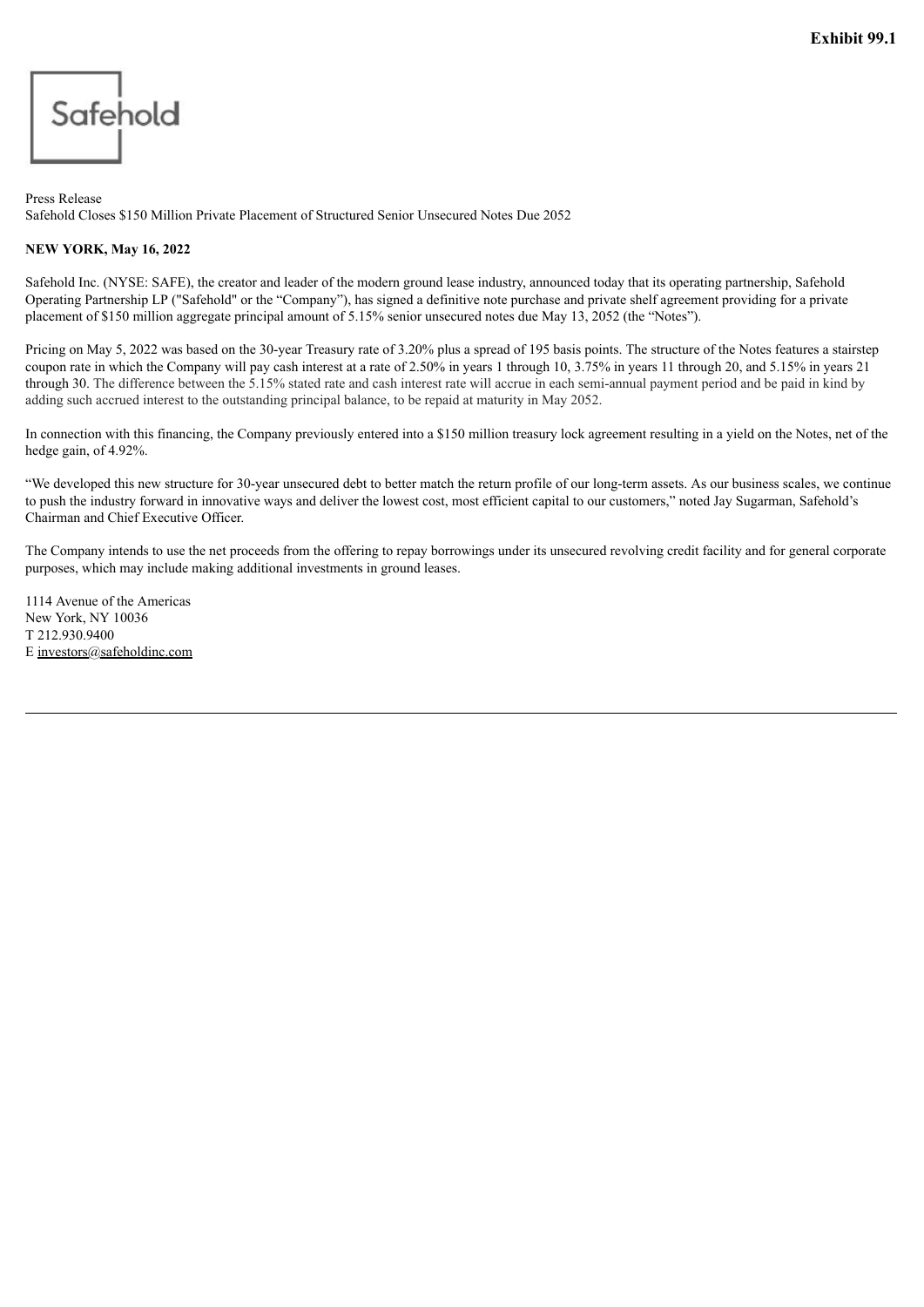**Exhibit 99.1**

Safehold

Press Release
Safehold Closes $150 Million Private Placement of Structured Senior Unsecured Notes Due 2052

**NEW YORK, May 16, 2022**

Safehold Inc. (NYSE: SAFE), the creator and leader of the modern ground lease industry, announced today that its operating partnership, Safehold Operating Partnership LP ("Safehold" or the "Company"), has signed a definitive note purchase and private shelf agreement providing for a private placement of $150 million aggregate principal amount of 5.15% senior unsecured notes due May 13, 2052 (the "Notes").

Pricing on May 5, 2022 was based on the 30-year Treasury rate of 3.20% plus a spread of 195 basis points. The structure of the Notes features a stairstep coupon rate in which the Company will pay cash interest at a rate of 2.50% in years 1 through 10, 3.75% in years 11 through 20, and 5.15% in years 21 through 30. The difference between the 5.15% stated rate and cash interest rate will accrue in each semi-annual payment period and be paid in kind by adding such accrued interest to the outstanding principal balance, to be repaid at maturity in May 2052.

In connection with this financing, the Company previously entered into a $150 million treasury lock agreement resulting in a yield on the Notes, net of the hedge gain, of 4.92%.

"We developed this new structure for 30-year unsecured debt to better match the return profile of our long-term assets. As our business scales, we continue to push the industry forward in innovative ways and deliver the lowest cost, most efficient capital to our customers," noted Jay Sugarman, Safehold's Chairman and Chief Executive Officer.

The Company intends to use the net proceeds from the offering to repay borrowings under its unsecured revolving credit facility and for general corporate purposes, which may include making additional investments in ground leases.

1114 Avenue of the Americas
New York, NY 10036
T 212.930.9400
E investors@safeholdinc.com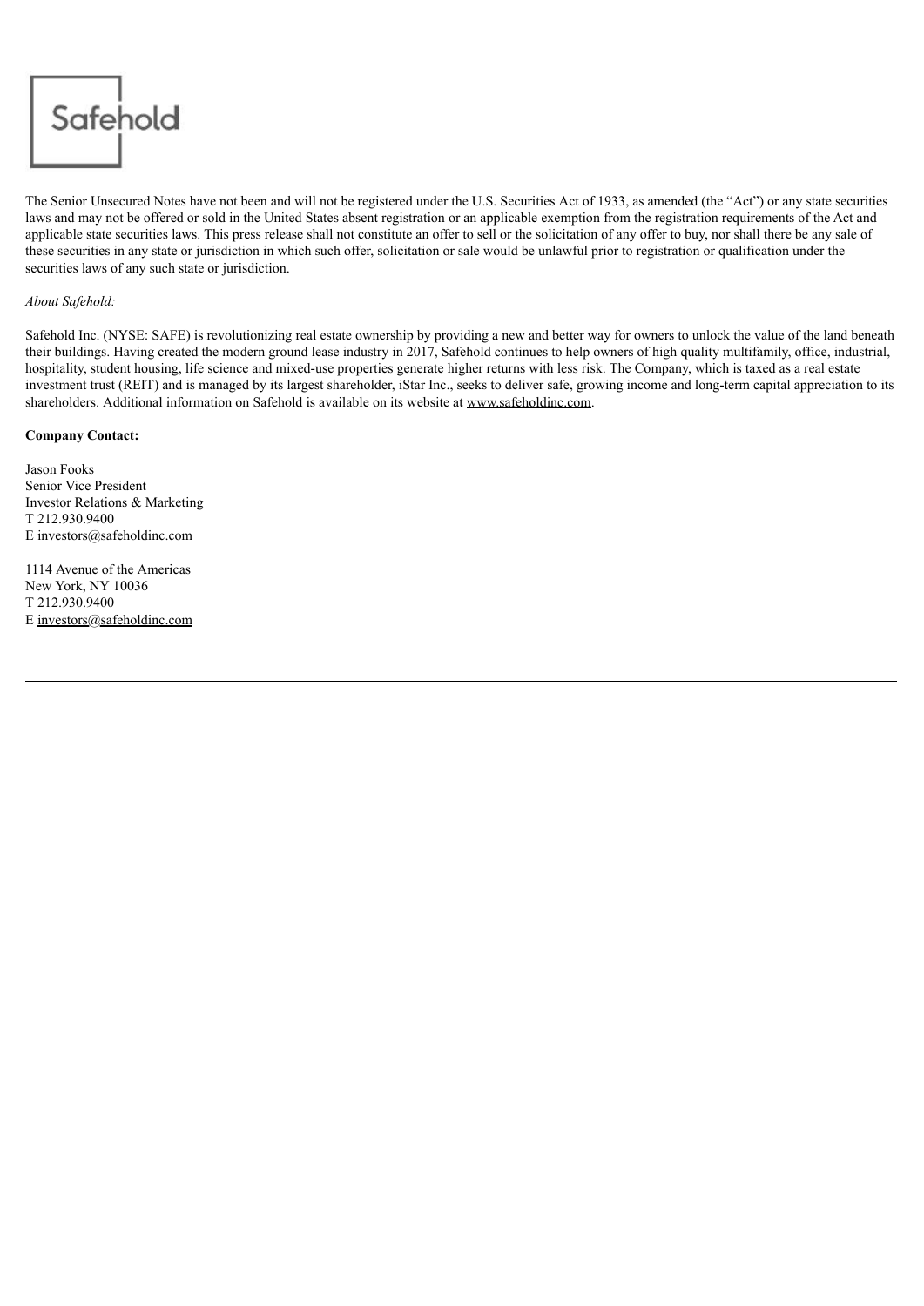The Senior Unsecured Notes have not been and will not be registered under the U.S. Securities Act of 1933, as amended (the "Act") or any state securities laws and may not be offered or sold in the United States absent registration or an applicable exemption from the registration requirements of the Act and applicable state securities laws. This press release shall not constitute an offer to sell or the solicitation of any offer to buy, nor shall there be any sale of these securities in any state or jurisdiction in which such offer, solicitation or sale would be unlawful prior to registration or qualification under the securities laws of any such state or jurisdiction.

*About Safehold:*

Safehold Inc. (NYSE: SAFE) is revolutionizing real estate ownership by providing a new and better way for owners to unlock the value of the land beneath their buildings. Having created the modern ground lease industry in 2017, Safehold continues to help owners of high quality multifamily, office, industrial, hospitality, student housing, life science and mixed-use properties generate higher returns with less risk. The Company, which is taxed as a real estate investment trust (REIT) and is managed by its largest shareholder, iStar Inc., seeks to deliver safe, growing income and long-term capital appreciation to its shareholders. Additional information on Safehold is available on its website at www.safeholdinc.com.

**Company Contact:**

Jason Fooks
Senior Vice President
Investor Relations & Marketing
T 212.930.9400
E investors@safeholdinc.com

1114 Avenue of the Americas
New York, NY 10036
T 212.930.9400
E investors@safeholdinc.com